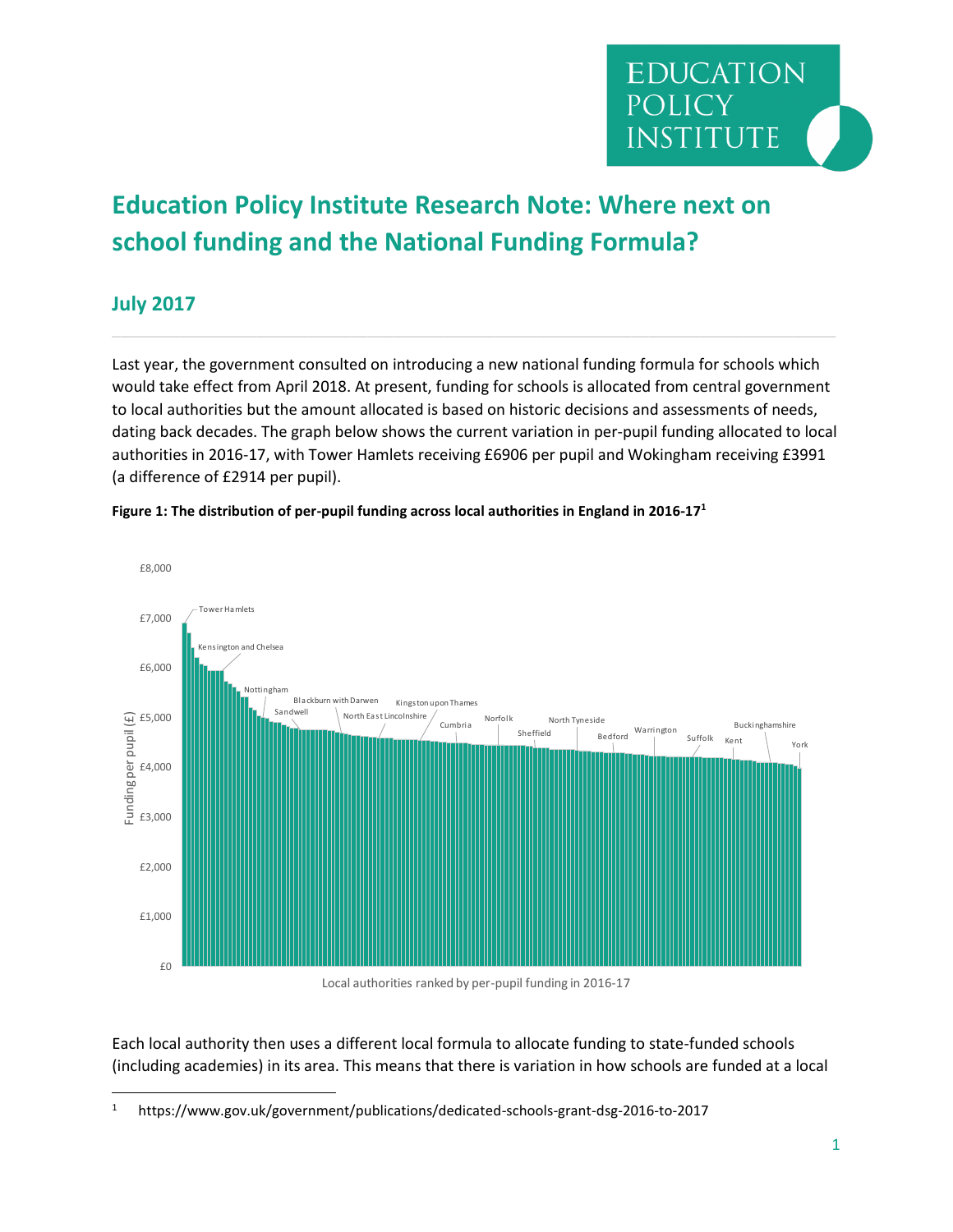# Education Policy Institute Research Note: Where next on school funding and the National Funding Formula?

## July 2017

Last year, the government consulted on introducing a new national funding formula for schools which would take effect from April 2018. At present, funding for schools is allocated from central government to local authorities but the amount allocated is based on historic decisions and assessments of needs, dating back decades. The graph below shows the current variation in per-pupil funding allocated to local authorities in 2016-17, with Tower Hamlets receiving £6906 per pupil and Wokingham receiving £3991 (a difference of £2914 per pupil).

**Figure 1: The distribution of per-pupil funding across local authorities in England in 2016-17[1]**

Each local authority then uses a different local formula to allocate funding to state-funded schools (including academies) in its area. This means that there is variation in how schools are funded at a local

[1] https://www.gov.uk/government/publications/dedicated-schools-grant-dsg-2016-to-2017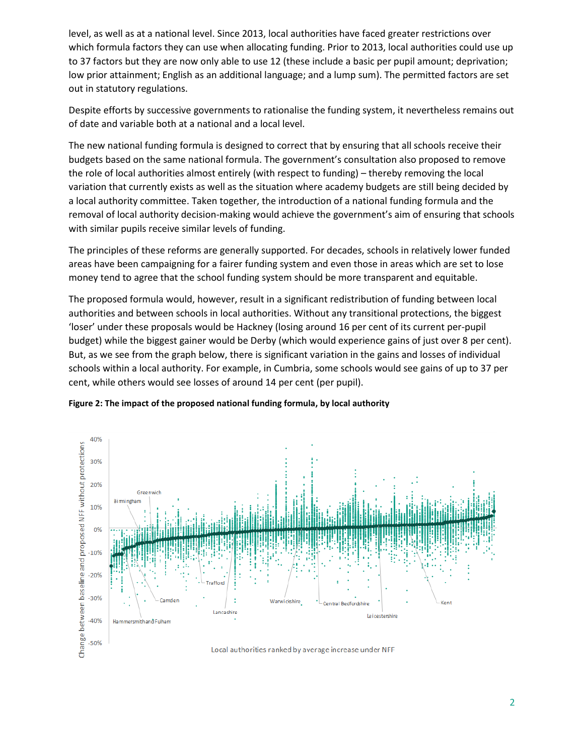level, as well as at a national level. Since 2013, local authorities have faced greater restrictions over which formula factors they can use when allocating funding. Prior to 2013, local authorities could use up to 37 factors but they are now only able to use 12 (these include a basic per pupil amount; deprivation; low prior attainment; English as an additional language; and a lump sum). The permitted factors are set out in statutory regulations.

Despite efforts by successive governments to rationalise the funding system, it nevertheless remains out of date and variable both at a national and a local level.

The new national funding formula is designed to correct that by ensuring that all schools receive their budgets based on the same national formula. The government's consultation also proposed to remove the role of local authorities almost entirely (with respect to funding) – thereby removing the local variation that currently exists as well as the situation where academy budgets are still being decided by a local authority committee. Taken together, the introduction of a national funding formula and the removal of local authority decision-making would achieve the government's aim of ensuring that schools with similar pupils receive similar levels of funding.

The principles of these reforms are generally supported. For decades, schools in relatively lower funded areas have been campaigning for a fairer funding system and even those in areas which are set to lose money tend to agree that the school funding system should be more transparent and equitable.

The proposed formula would, however, result in a significant redistribution of funding between local authorities and between schools in local authorities. Without any transitional protections, the biggest 'loser' under these proposals would be Hackney (losing around 16 per cent of its current per-pupil budget) while the biggest gainer would be Derby (which would experience gains of just over 8 per cent). But, as we see from the graph below, there is significant variation in the gains and losses of individual schools within a local authority. For example, in Cumbria, some schools would see gains of up to 37 per cent, while others would see losses of around 14 per cent (per pupil).

**Figure 2: The impact of the proposed national funding formula, by local authority**

Change between baseline and proposed NFF without protections

40%, 30%, 20%, 10%, 0%, -10%, -20%, -30%, -40%, -50%

Birmingham, Greenwich, Camden, Hammersmith and Fulham, Trafford, Lancashire, Warwickshire, Central Bedfordshire, Leicestershire, Kent

Local authorities ranked by average increase under NFF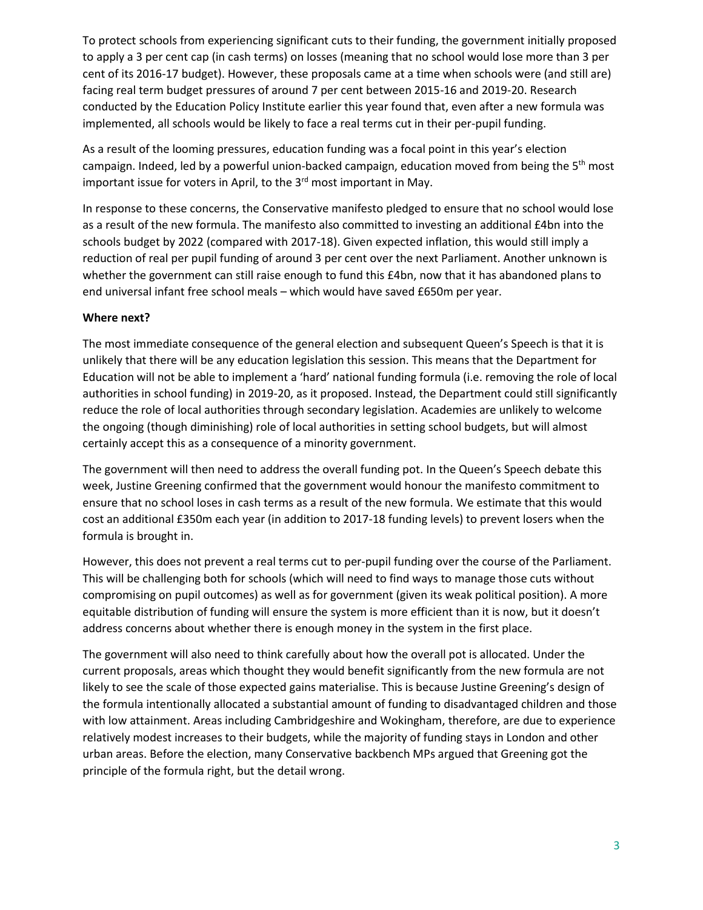To protect schools from experiencing significant cuts to their funding, the government initially proposed to apply a 3 per cent cap (in cash terms) on losses (meaning that no school would lose more than 3 per cent of its 2016-17 budget). However, these proposals came at a time when schools were (and still are) facing real term budget pressures of around 7 per cent between 2015-16 and 2019-20. Research conducted by the Education Policy Institute earlier this year found that, even after a new formula was implemented, all schools would be likely to face a real terms cut in their per-pupil funding.

As a result of the looming pressures, education funding was a focal point in this year's election campaign. Indeed, led by a powerful union-backed campaign, education moved from being the 5th most important issue for voters in April, to the 3rd most important in May.

In response to these concerns, the Conservative manifesto pledged to ensure that no school would lose as a result of the new formula. The manifesto also committed to investing an additional £4bn into the schools budget by 2022 (compared with 2017-18). Given expected inflation, this would still imply a reduction of real per pupil funding of around 3 per cent over the next Parliament. Another unknown is whether the government can still raise enough to fund this £4bn, now that it has abandoned plans to end universal infant free school meals – which would have saved £650m per year.

**Where next?**

The most immediate consequence of the general election and subsequent Queen's Speech is that it is unlikely that there will be any education legislation this session. This means that the Department for Education will not be able to implement a 'hard' national funding formula (i.e. removing the role of local authorities in school funding) in 2019-20, as it proposed. Instead, the Department could still significantly reduce the role of local authorities through secondary legislation. Academies are unlikely to welcome the ongoing (though diminishing) role of local authorities in setting school budgets, but will almost certainly accept this as a consequence of a minority government.

The government will then need to address the overall funding pot. In the Queen's Speech debate this week, Justine Greening confirmed that the government would honour the manifesto commitment to ensure that no school loses in cash terms as a result of the new formula. We estimate that this would cost an additional £350m each year (in addition to 2017-18 funding levels) to prevent losers when the formula is brought in.

However, this does not prevent a real terms cut to per-pupil funding over the course of the Parliament. This will be challenging both for schools (which will need to find ways to manage those cuts without compromising on pupil outcomes) as well as for government (given its weak political position). A more equitable distribution of funding will ensure the system is more efficient than it is now, but it doesn't address concerns about whether there is enough money in the system in the first place.

The government will also need to think carefully about how the overall pot is allocated. Under the current proposals, areas which thought they would benefit significantly from the new formula are not likely to see the scale of those expected gains materialise. This is because Justine Greening's design of the formula intentionally allocated a substantial amount of funding to disadvantaged children and those with low attainment. Areas including Cambridgeshire and Wokingham, therefore, are due to experience relatively modest increases to their budgets, while the majority of funding stays in London and other urban areas. Before the election, many Conservative backbench MPs argued that Greening got the principle of the formula right, but the detail wrong.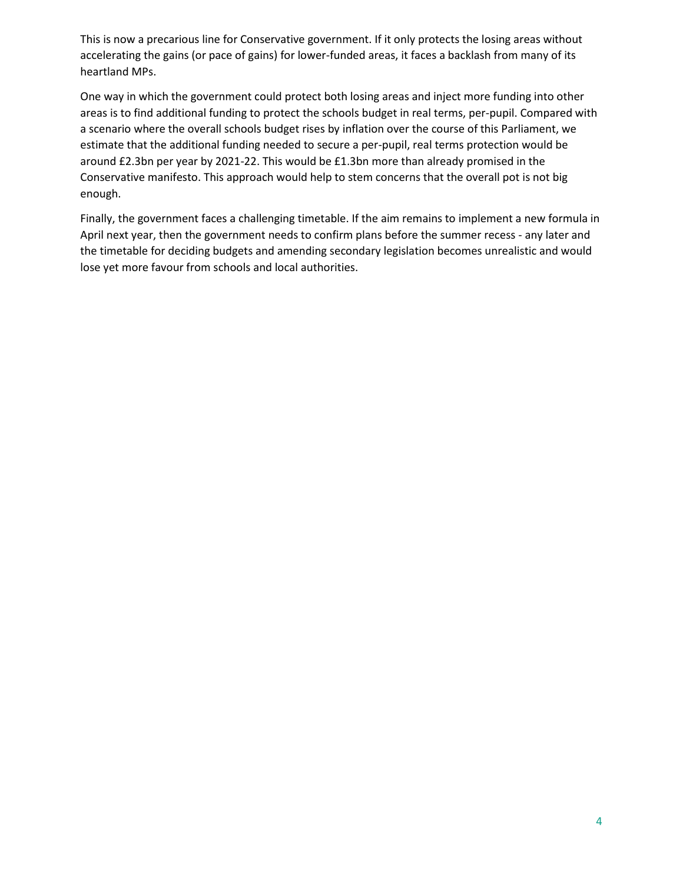This is now a precarious line for Conservative government. If it only protects the losing areas without accelerating the gains (or pace of gains) for lower-funded areas, it faces a backlash from many of its heartland MPs.

One way in which the government could protect both losing areas and inject more funding into other areas is to find additional funding to protect the schools budget in real terms, per-pupil. Compared with a scenario where the overall schools budget rises by inflation over the course of this Parliament, we estimate that the additional funding needed to secure a per-pupil, real terms protection would be around £2.3bn per year by 2021-22. This would be £1.3bn more than already promised in the Conservative manifesto. This approach would help to stem concerns that the overall pot is not big enough.

Finally, the government faces a challenging timetable. If the aim remains to implement a new formula in April next year, then the government needs to confirm plans before the summer recess - any later and the timetable for deciding budgets and amending secondary legislation becomes unrealistic and would lose yet more favour from schools and local authorities.